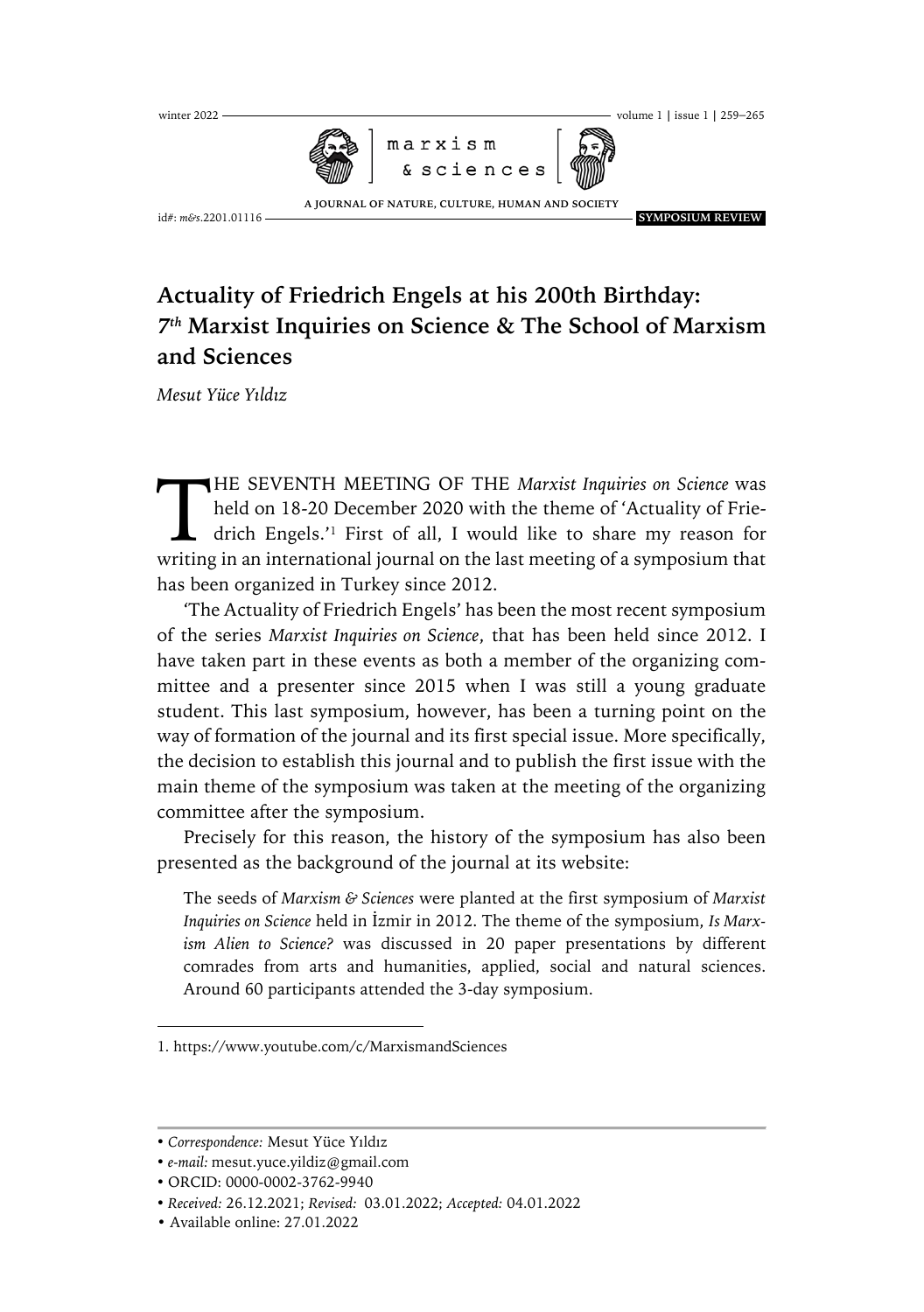# Actuality of Friedrich Engels at his 200th Birthday: 7th Marxist Inquiries on Science & The School of Marxism and Sciences

*Mesut Yüce Yıldız*

THE SEVENTH MEETING OF THE *Marxist Inquiries on Science* was held on 18-20 December 2020 with the theme of 'Actuality of Friedrich Engels.'[1] First of all, I would like to share my reason for writing in an international journal on the last meeting of a symposium that has been organized in Turkey since 2012.

'The Actuality of Friedrich Engels' has been the most recent symposium of the series *Marxist Inquiries on Science*, that has been held since 2012. I have taken part in these events as both a member of the organizing committee and a presenter since 2015 when I was still a young graduate student. This last symposium, however, has been a turning point on the way of formation of the journal and its first special issue. More specifically, the decision to establish this journal and to publish the first issue with the main theme of the symposium was taken at the meeting of the organizing committee after the symposium.

Precisely for this reason, the history of the symposium has also been presented as the background of the journal at its website:

> The seeds of *Marxism & Sciences* were planted at the first symposium of *Marxist Inquiries on Science* held in İzmir in 2012. The theme of the symposium, *Is Marxism Alien to Science?* was discussed in 20 paper presentations by different comrades from arts and humanities, applied, social and natural sciences. Around 60 participants attended the 3-day symposium.

1. https://www.youtube.com/c/MarxismandSciences

- *Correspondence:* Mesut Yüce Yıldız
- *e-mail:* mesut.yuce.yildiz@gmail.com
- ORCID: 0000-0002-3762-9940
- *Received:* 26.12.2021; *Revised:* 03.01.2022; *Accepted:* 04.01.2022
- Available online: 27.01.2022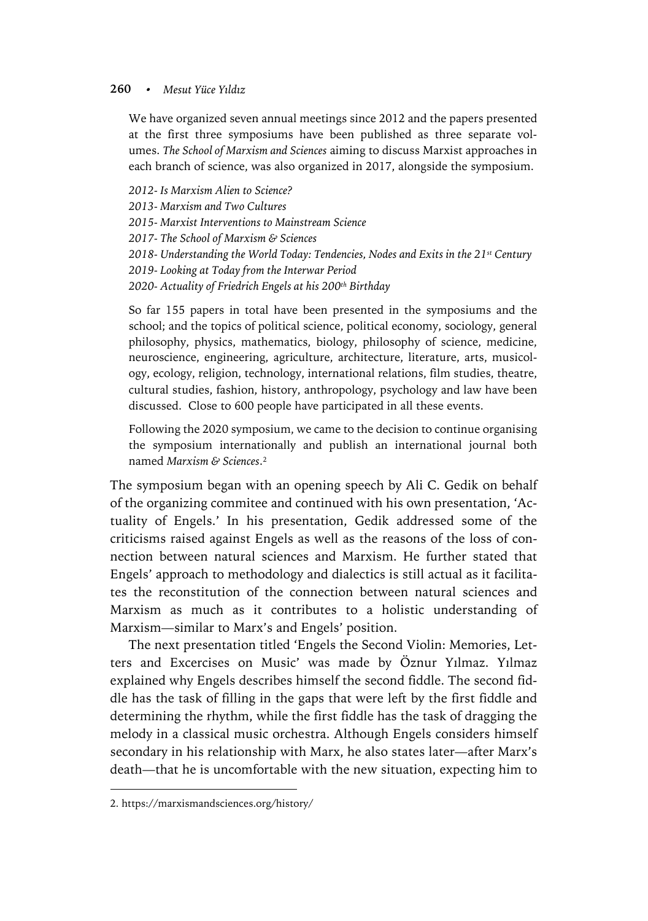> We have organized seven annual meetings since 2012 and the papers presented at the first three symposiums have been published as three separate volumes. *The School of Marxism and Sciences* aiming to discuss Marxist approaches in each branch of science, was also organized in 2017, alongside the symposium.
>
> *2012- Is Marxism Alien to Science?*
> *2013- Marxism and Two Cultures*
> *2015- Marxist Interventions to Mainstream Science*
> *2017- The School of Marxism & Sciences*
> *2018- Understanding the World Today: Tendencies, Nodes and Exits in the 21st Century*
> *2019- Looking at Today from the Interwar Period*
> *2020- Actuality of Friedrich Engels at his 200th Birthday*
>
> So far 155 papers in total have been presented in the symposiums and the school; and the topics of political science, political economy, sociology, general philosophy, physics, mathematics, biology, philosophy of science, medicine, neuroscience, engineering, agriculture, architecture, literature, arts, musicology, ecology, religion, technology, international relations, film studies, theatre, cultural studies, fashion, history, anthropology, psychology and law have been discussed. Close to 600 people have participated in all these events.
>
> Following the 2020 symposium, we came to the decision to continue organising the symposium internationally and publish an international journal both named *Marxism & Sciences*.[2]

The symposium began with an opening speech by Ali C. Gedik on behalf of the organizing commitee and continued with his own presentation, 'Actuality of Engels.' In his presentation, Gedik addressed some of the criticisms raised against Engels as well as the reasons of the loss of connection between natural sciences and Marxism. He further stated that Engels' approach to methodology and dialectics is still actual as it facilitates the reconstitution of the connection between natural sciences and Marxism as much as it contributes to a holistic understanding of Marxism—similar to Marx's and Engels' position.

The next presentation titled 'Engels the Second Violin: Memories, Letters and Excercises on Music' was made by Öznur Yılmaz. Yılmaz explained why Engels describes himself the second fiddle. The second fiddle has the task of filling in the gaps that were left by the first fiddle and determining the rhythm, while the first fiddle has the task of dragging the melody in a classical music orchestra. Although Engels considers himself secondary in his relationship with Marx, he also states later—after Marx's death—that he is uncomfortable with the new situation, expecting him to

2. https://marxismandsciences.org/history/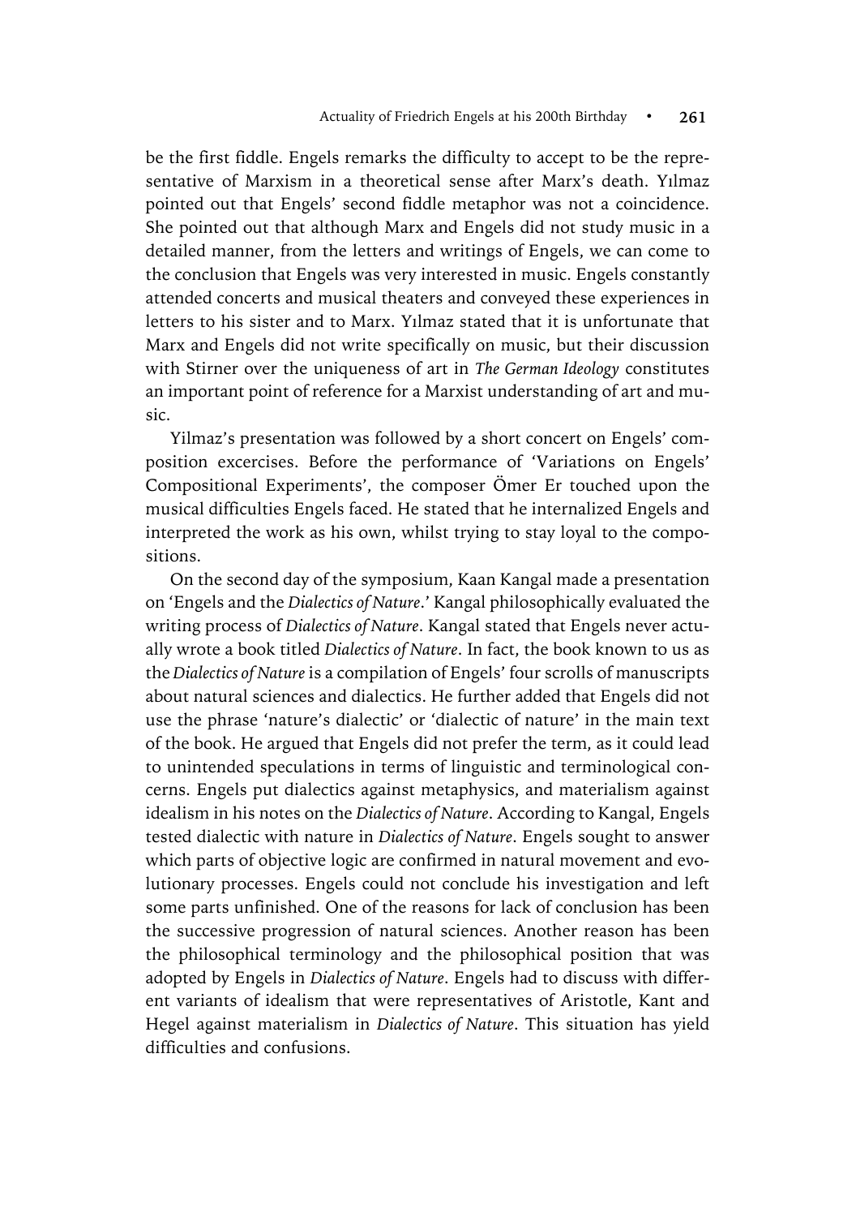be the first fiddle. Engels remarks the difficulty to accept to be the representative of Marxism in a theoretical sense after Marx's death. Yılmaz pointed out that Engels' second fiddle metaphor was not a coincidence. She pointed out that although Marx and Engels did not study music in a detailed manner, from the letters and writings of Engels, we can come to the conclusion that Engels was very interested in music. Engels constantly attended concerts and musical theaters and conveyed these experiences in letters to his sister and to Marx. Yılmaz stated that it is unfortunate that Marx and Engels did not write specifically on music, but their discussion with Stirner over the uniqueness of art in *The German Ideology* constitutes an important point of reference for a Marxist understanding of art and music.

Yilmaz's presentation was followed by a short concert on Engels' composition excercises. Before the performance of 'Variations on Engels' Compositional Experiments', the composer Ömer Er touched upon the musical difficulties Engels faced. He stated that he internalized Engels and interpreted the work as his own, whilst trying to stay loyal to the compositions.

On the second day of the symposium, Kaan Kangal made a presentation on 'Engels and the *Dialectics of Nature*.' Kangal philosophically evaluated the writing process of *Dialectics of Nature*. Kangal stated that Engels never actually wrote a book titled *Dialectics of Nature*. In fact, the book known to us as the *Dialectics of Nature* is a compilation of Engels' four scrolls of manuscripts about natural sciences and dialectics. He further added that Engels did not use the phrase 'nature's dialectic' or 'dialectic of nature' in the main text of the book. He argued that Engels did not prefer the term, as it could lead to unintended speculations in terms of linguistic and terminological concerns. Engels put dialectics against metaphysics, and materialism against idealism in his notes on the *Dialectics of Nature*. According to Kangal, Engels tested dialectic with nature in *Dialectics of Nature*. Engels sought to answer which parts of objective logic are confirmed in natural movement and evolutionary processes. Engels could not conclude his investigation and left some parts unfinished. One of the reasons for lack of conclusion has been the successive progression of natural sciences. Another reason has been the philosophical terminology and the philosophical position that was adopted by Engels in *Dialectics of Nature*. Engels had to discuss with different variants of idealism that were representatives of Aristotle, Kant and Hegel against materialism in *Dialectics of Nature*. This situation has yield difficulties and confusions.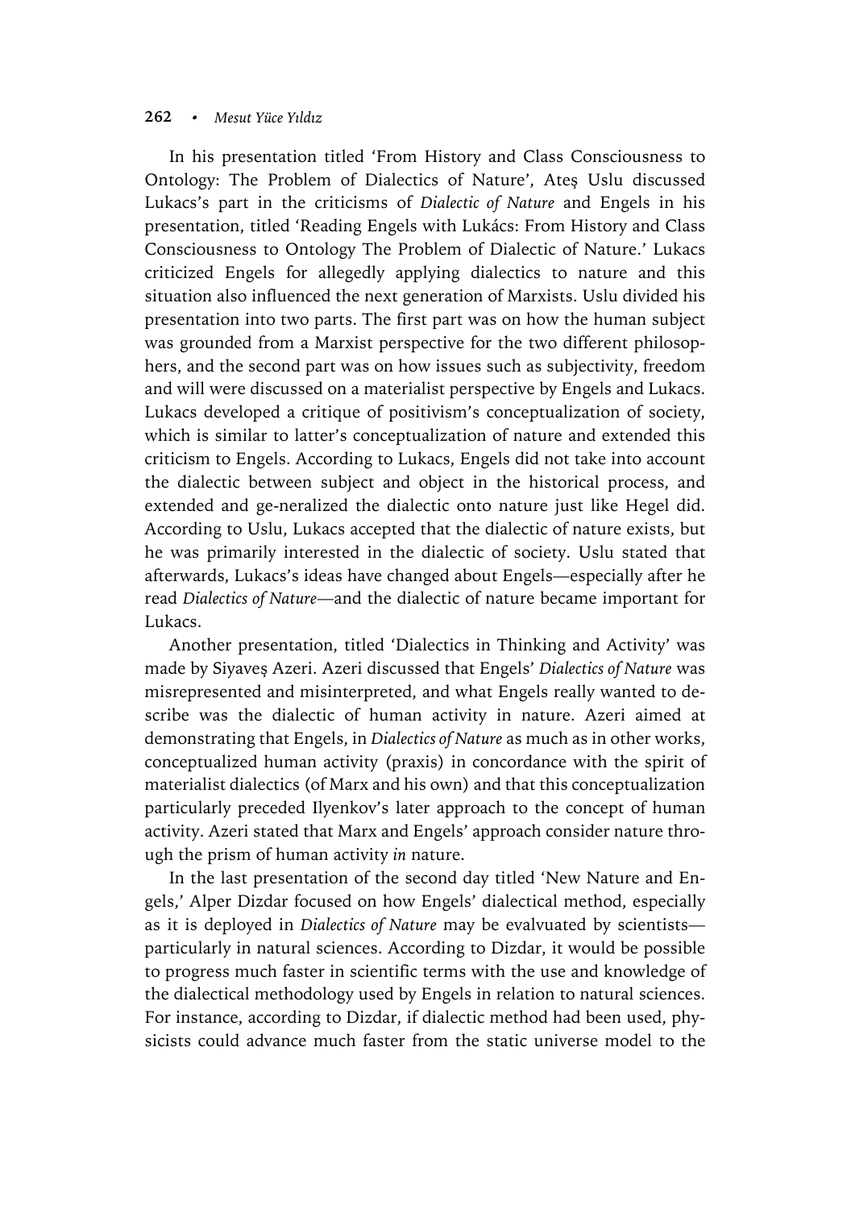In his presentation titled 'From History and Class Consciousness to Ontology: The Problem of Dialectics of Nature', Ateş Uslu discussed Lukacs's part in the criticisms of *Dialectic of Nature* and Engels in his presentation, titled 'Reading Engels with Lukács: From History and Class Consciousness to Ontology The Problem of Dialectic of Nature.' Lukacs criticized Engels for allegedly applying dialectics to nature and this situation also influenced the next generation of Marxists. Uslu divided his presentation into two parts. The first part was on how the human subject was grounded from a Marxist perspective for the two different philosophers, and the second part was on how issues such as subjectivity, freedom and will were discussed on a materialist perspective by Engels and Lukacs. Lukacs developed a critique of positivism's conceptualization of society, which is similar to latter's conceptualization of nature and extended this criticism to Engels. According to Lukacs, Engels did not take into account the dialectic between subject and object in the historical process, and extended and ge-neralized the dialectic onto nature just like Hegel did. According to Uslu, Lukacs accepted that the dialectic of nature exists, but he was primarily interested in the dialectic of society. Uslu stated that afterwards, Lukacs's ideas have changed about Engels—especially after he read *Dialectics of Nature*—and the dialectic of nature became important for Lukacs.

Another presentation, titled 'Dialectics in Thinking and Activity' was made by Siyaveş Azeri. Azeri discussed that Engels' *Dialectics of Nature* was misrepresented and misinterpreted, and what Engels really wanted to describe was the dialectic of human activity in nature. Azeri aimed at demonstrating that Engels, in *Dialectics of Nature* as much as in other works, conceptualized human activity (praxis) in concordance with the spirit of materialist dialectics (of Marx and his own) and that this conceptualization particularly preceded Ilyenkov's later approach to the concept of human activity. Azeri stated that Marx and Engels' approach consider nature through the prism of human activity *in* nature.

In the last presentation of the second day titled 'New Nature and Engels,' Alper Dizdar focused on how Engels' dialectical method, especially as it is deployed in *Dialectics of Nature* may be evalvuated by scientists—particularly in natural sciences. According to Dizdar, it would be possible to progress much faster in scientific terms with the use and knowledge of the dialectical methodology used by Engels in relation to natural sciences. For instance, according to Dizdar, if dialectic method had been used, physicists could advance much faster from the static universe model to the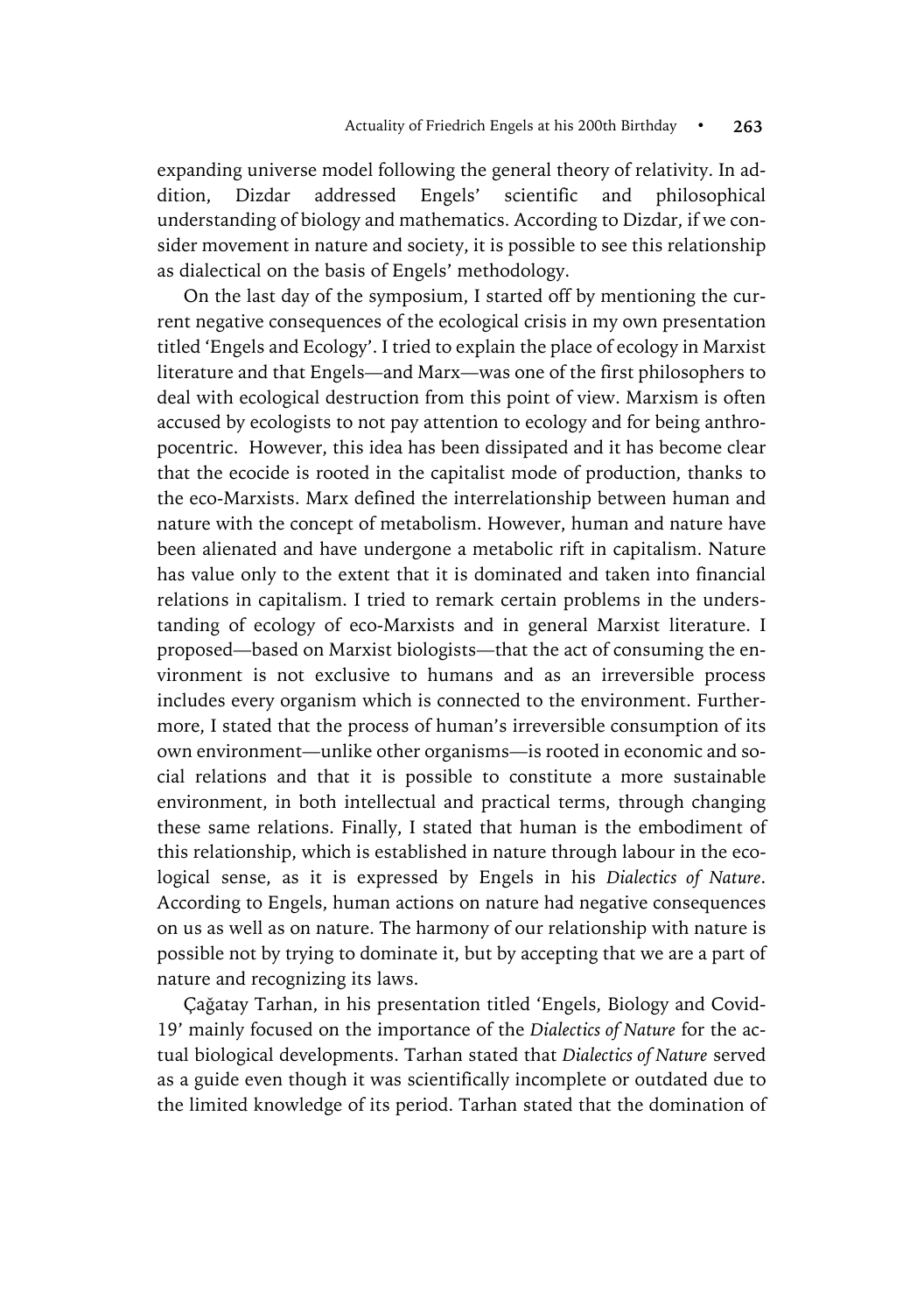expanding universe model following the general theory of relativity. In addition, Dizdar addressed Engels' scientific and philosophical understanding of biology and mathematics. According to Dizdar, if we consider movement in nature and society, it is possible to see this relationship as dialectical on the basis of Engels' methodology.

On the last day of the symposium, I started off by mentioning the current negative consequences of the ecological crisis in my own presentation titled 'Engels and Ecology'. I tried to explain the place of ecology in Marxist literature and that Engels—and Marx—was one of the first philosophers to deal with ecological destruction from this point of view. Marxism is often accused by ecologists to not pay attention to ecology and for being anthropocentric. However, this idea has been dissipated and it has become clear that the ecocide is rooted in the capitalist mode of production, thanks to the eco-Marxists. Marx defined the interrelationship between human and nature with the concept of metabolism. However, human and nature have been alienated and have undergone a metabolic rift in capitalism. Nature has value only to the extent that it is dominated and taken into financial relations in capitalism. I tried to remark certain problems in the understanding of ecology of eco-Marxists and in general Marxist literature. I proposed—based on Marxist biologists—that the act of consuming the environment is not exclusive to humans and as an irreversible process includes every organism which is connected to the environment. Furthermore, I stated that the process of human's irreversible consumption of its own environment—unlike other organisms—is rooted in economic and social relations and that it is possible to constitute a more sustainable environment, in both intellectual and practical terms, through changing these same relations. Finally, I stated that human is the embodiment of this relationship, which is established in nature through labour in the ecological sense, as it is expressed by Engels in his *Dialectics of Nature*. According to Engels, human actions on nature had negative consequences on us as well as on nature. The harmony of our relationship with nature is possible not by trying to dominate it, but by accepting that we are a part of nature and recognizing its laws.

Çağatay Tarhan, in his presentation titled 'Engels, Biology and Covid-19' mainly focused on the importance of the *Dialectics of Nature* for the actual biological developments. Tarhan stated that *Dialectics of Nature* served as a guide even though it was scientifically incomplete or outdated due to the limited knowledge of its period. Tarhan stated that the domination of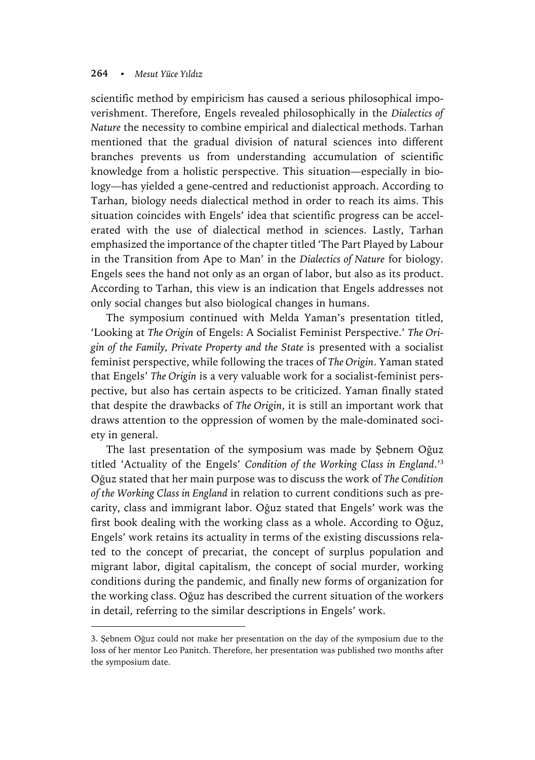scientific method by empiricism has caused a serious philosophical impoverishment. Therefore, Engels revealed philosophically in the *Dialectics of Nature* the necessity to combine empirical and dialectical methods. Tarhan mentioned that the gradual division of natural sciences into different branches prevents us from understanding accumulation of scientific knowledge from a holistic perspective. This situation—especially in biology—has yielded a gene-centred and reductionist approach. According to Tarhan, biology needs dialectical method in order to reach its aims. This situation coincides with Engels' idea that scientific progress can be accelerated with the use of dialectical method in sciences. Lastly, Tarhan emphasized the importance of the chapter titled 'The Part Played by Labour in the Transition from Ape to Man' in the *Dialectics of Nature* for biology. Engels sees the hand not only as an organ of labor, but also as its product. According to Tarhan, this view is an indication that Engels addresses not only social changes but also biological changes in humans.

The symposium continued with Melda Yaman's presentation titled, 'Looking at *The Origin* of Engels: A Socialist Feminist Perspective.' *The Origin of the Family, Private Property and the State* is presented with a socialist feminist perspective, while following the traces of *The Origin*. Yaman stated that Engels' *The Origin* is a very valuable work for a socialist-feminist perspective, but also has certain aspects to be criticized. Yaman finally stated that despite the drawbacks of *The Origin*, it is still an important work that draws attention to the oppression of women by the male-dominated society in general.

The last presentation of the symposium was made by Şebnem Oğuz titled 'Actuality of the Engels' *Condition of the Working Class in England*.'[3] Oğuz stated that her main purpose was to discuss the work of *The Condition of the Working Class in England* in relation to current conditions such as precarity, class and immigrant labor. Oğuz stated that Engels' work was the first book dealing with the working class as a whole. According to Oğuz, Engels' work retains its actuality in terms of the existing discussions related to the concept of precariat, the concept of surplus population and migrant labor, digital capitalism, the concept of social murder, working conditions during the pandemic, and finally new forms of organization for the working class. Oğuz has described the current situation of the workers in detail, referring to the similar descriptions in Engels' work.

---

3. Şebnem Oğuz could not make her presentation on the day of the symposium due to the loss of her mentor Leo Panitch. Therefore, her presentation was published two months after the symposium date.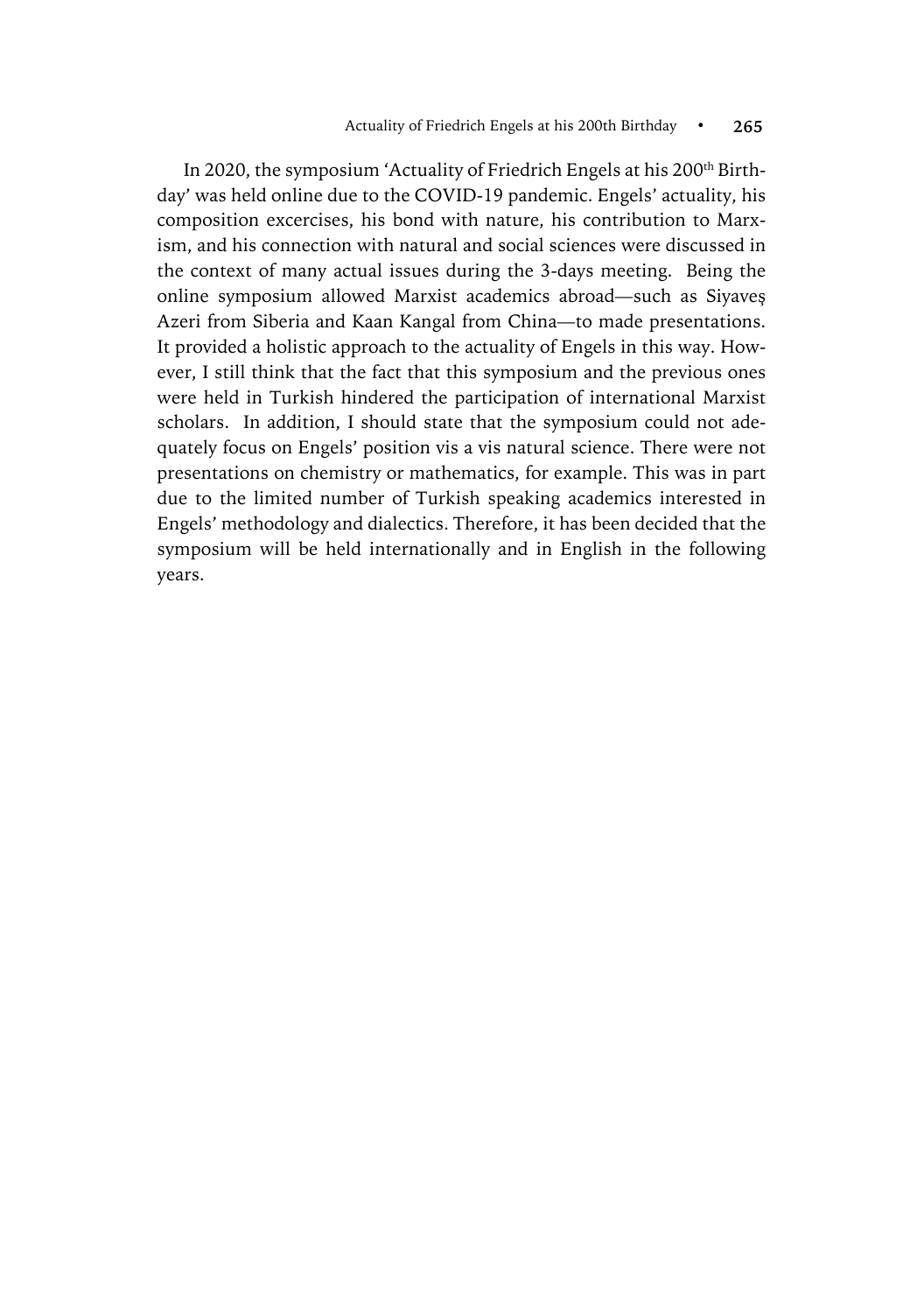In 2020, the symposium 'Actuality of Friedrich Engels at his 200th Birthday' was held online due to the COVID-19 pandemic. Engels' actuality, his composition excercises, his bond with nature, his contribution to Marxism, and his connection with natural and social sciences were discussed in the context of many actual issues during the 3-days meeting. Being the online symposium allowed Marxist academics abroad—such as Siyaveș Azeri from Siberia and Kaan Kangal from China—to made presentations. It provided a holistic approach to the actuality of Engels in this way. However, I still think that the fact that this symposium and the previous ones were held in Turkish hindered the participation of international Marxist scholars. In addition, I should state that the symposium could not adequately focus on Engels' position vis a vis natural science. There were not presentations on chemistry or mathematics, for example. This was in part due to the limited number of Turkish speaking academics interested in Engels' methodology and dialectics. Therefore, it has been decided that the symposium will be held internationally and in English in the following years.